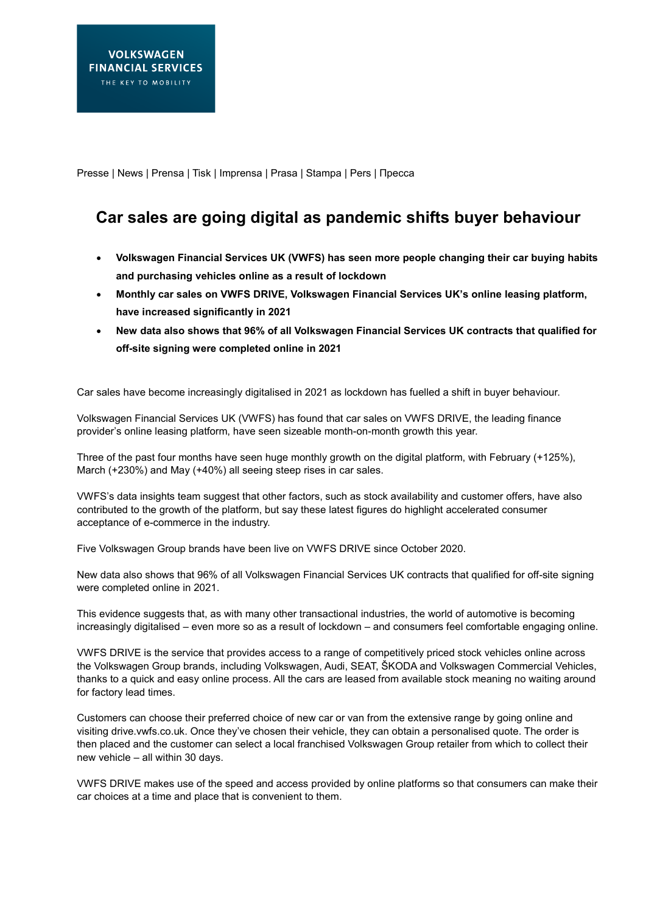VOLKSWAGEN FINANCIAL SERVICES
THE KEY TO MOBILITY

Presse | News | Prensa | Tisk | Imprensa | Prasa | Stampa | Pers | Пресса

# Car sales are going digital as pandemic shifts buyer behaviour

- **Volkswagen Financial Services UK (VWFS) has seen more people changing their car buying habits and purchasing vehicles online as a result of lockdown**
- **Monthly car sales on VWFS DRIVE, Volkswagen Financial Services UK's online leasing platform, have increased significantly in 2021**
- **New data also shows that 96% of all Volkswagen Financial Services UK contracts that qualified for off-site signing were completed online in 2021**

Car sales have become increasingly digitalised in 2021 as lockdown has fuelled a shift in buyer behaviour.

Volkswagen Financial Services UK (VWFS) has found that car sales on VWFS DRIVE, the leading finance provider's online leasing platform, have seen sizeable month-on-month growth this year.

Three of the past four months have seen huge monthly growth on the digital platform, with February (+125%), March (+230%) and May (+40%) all seeing steep rises in car sales.

VWFS's data insights team suggest that other factors, such as stock availability and customer offers, have also contributed to the growth of the platform, but say these latest figures do highlight accelerated consumer acceptance of e-commerce in the industry.

Five Volkswagen Group brands have been live on VWFS DRIVE since October 2020.

New data also shows that 96% of all Volkswagen Financial Services UK contracts that qualified for off-site signing were completed online in 2021.

This evidence suggests that, as with many other transactional industries, the world of automotive is becoming increasingly digitalised – even more so as a result of lockdown – and consumers feel comfortable engaging online.

VWFS DRIVE is the service that provides access to a range of competitively priced stock vehicles online across the Volkswagen Group brands, including Volkswagen, Audi, SEAT, ŠKODA and Volkswagen Commercial Vehicles, thanks to a quick and easy online process. All the cars are leased from available stock meaning no waiting around for factory lead times.

Customers can choose their preferred choice of new car or van from the extensive range by going online and visiting drive.vwfs.co.uk. Once they've chosen their vehicle, they can obtain a personalised quote. The order is then placed and the customer can select a local franchised Volkswagen Group retailer from which to collect their new vehicle – all within 30 days.

VWFS DRIVE makes use of the speed and access provided by online platforms so that consumers can make their car choices at a time and place that is convenient to them.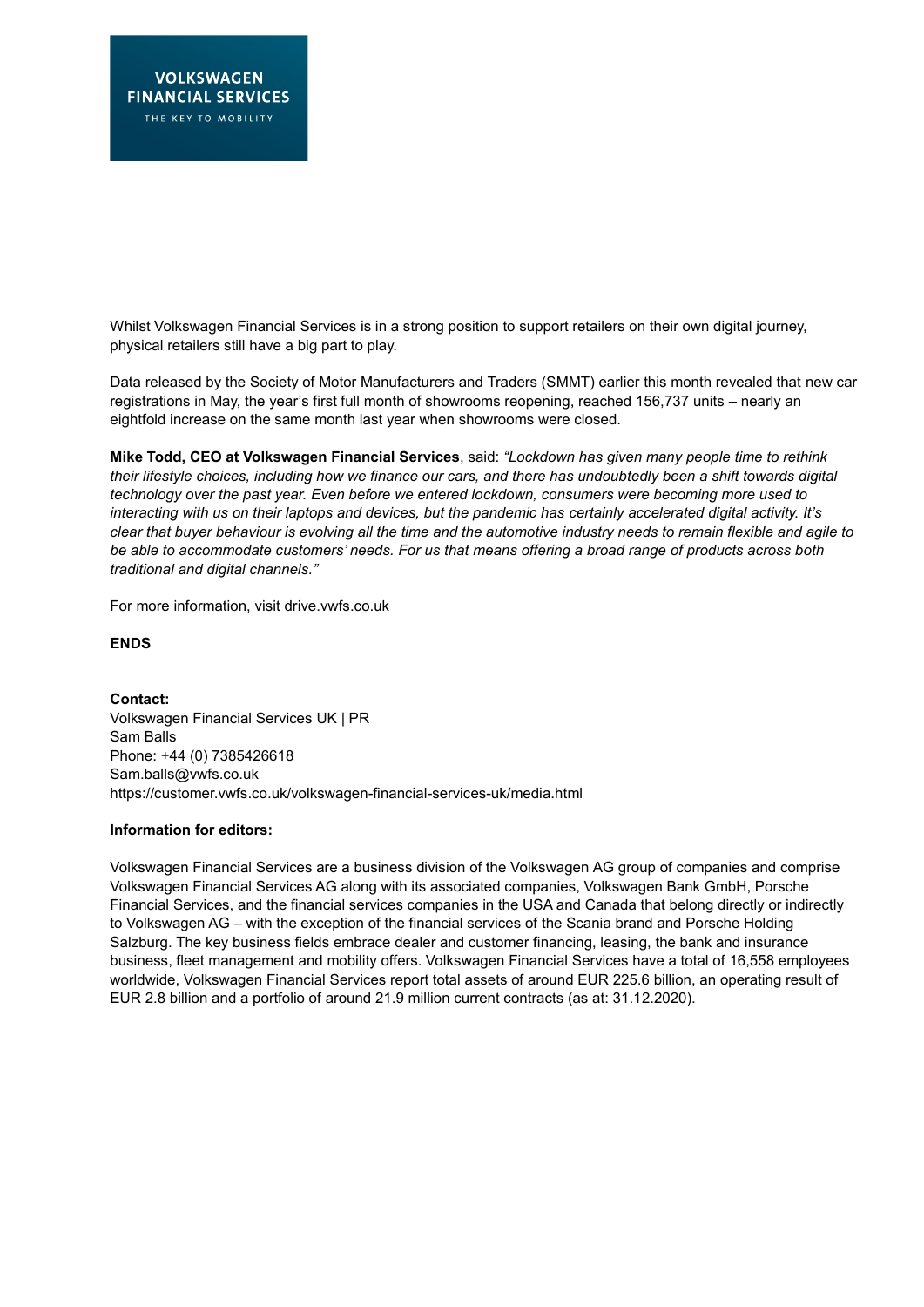VOLKSWAGEN FINANCIAL SERVICES
THE KEY TO MOBILITY

Whilst Volkswagen Financial Services is in a strong position to support retailers on their own digital journey, physical retailers still have a big part to play.

Data released by the Society of Motor Manufacturers and Traders (SMMT) earlier this month revealed that new car registrations in May, the year's first full month of showrooms reopening, reached 156,737 units – nearly an eightfold increase on the same month last year when showrooms were closed.

**Mike Todd, CEO at Volkswagen Financial Services**, said: *"Lockdown has given many people time to rethink their lifestyle choices, including how we finance our cars, and there has undoubtedly been a shift towards digital technology over the past year. Even before we entered lockdown, consumers were becoming more used to interacting with us on their laptops and devices, but the pandemic has certainly accelerated digital activity. It's clear that buyer behaviour is evolving all the time and the automotive industry needs to remain flexible and agile to be able to accommodate customers' needs. For us that means offering a broad range of products across both traditional and digital channels."*

For more information, visit drive.vwfs.co.uk

**ENDS**

**Contact:**
Volkswagen Financial Services UK | PR
Sam Balls
Phone: +44 (0) 7385426618
Sam.balls@vwfs.co.uk
https://customer.vwfs.co.uk/volkswagen-financial-services-uk/media.html

**Information for editors:**

Volkswagen Financial Services are a business division of the Volkswagen AG group of companies and comprise Volkswagen Financial Services AG along with its associated companies, Volkswagen Bank GmbH, Porsche Financial Services, and the financial services companies in the USA and Canada that belong directly or indirectly to Volkswagen AG – with the exception of the financial services of the Scania brand and Porsche Holding Salzburg. The key business fields embrace dealer and customer financing, leasing, the bank and insurance business, fleet management and mobility offers. Volkswagen Financial Services have a total of 16,558 employees worldwide, Volkswagen Financial Services report total assets of around EUR 225.6 billion, an operating result of EUR 2.8 billion and a portfolio of around 21.9 million current contracts (as at: 31.12.2020).